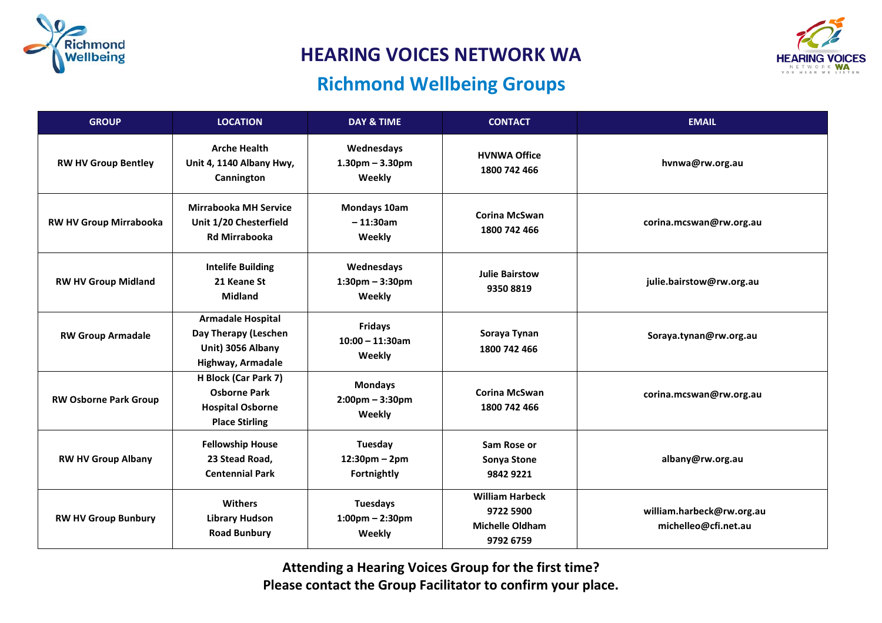# HEARING VOICES NETWORK WA

## Richmond Wellbeing Groups

| GROUP | LOCATION | DAY & TIME | CONTACT | EMAIL |
|---|---|---|---|---|
| RW HV Group Bentley | Arche Health Unit 4, 1140 Albany Hwy, Cannington | Wednesdays 1.30pm – 3.30pm Weekly | HVNWA Office 1800 742 466 | hvnwa@rw.org.au |
| RW HV Group Mirrabooka | Mirrabooka MH Service Unit 1/20 Chesterfield Rd Mirrabooka | Mondays 10am – 11:30am Weekly | Corina McSwan 1800 742 466 | corina.mcswan@rw.org.au |
| RW HV Group Midland | Intelife Building 21 Keane St Midland | Wednesdays 1:30pm – 3:30pm Weekly | Julie Bairstow 9350 8819 | julie.bairstow@rw.org.au |
| RW Group Armadale | Armadale Hospital Day Therapy (Leschen Unit) 3056 Albany Highway, Armadale | Fridays 10:00 – 11:30am Weekly | Soraya Tynan 1800 742 466 | Soraya.tynan@rw.org.au |
| RW Osborne Park Group | H Block (Car Park 7) Osborne Park Hospital Osborne Place Stirling | Mondays 2:00pm – 3:30pm Weekly | Corina McSwan 1800 742 466 | corina.mcswan@rw.org.au |
| RW HV Group Albany | Fellowship House 23 Stead Road, Centennial Park | Tuesday 12:30pm – 2pm Fortnightly | Sam Rose or Sonya Stone 9842 9221 | albany@rw.org.au |
| RW HV Group Bunbury | Withers Library Hudson Road Bunbury | Tuesdays 1:00pm – 2:30pm Weekly | William Harbeck 9722 5900 Michelle Oldham 9792 6759 | william.harbeck@rw.org.au michelleo@cfi.net.au |

**Attending a Hearing Voices Group for the first time?**
**Please contact the Group Facilitator to confirm your place.**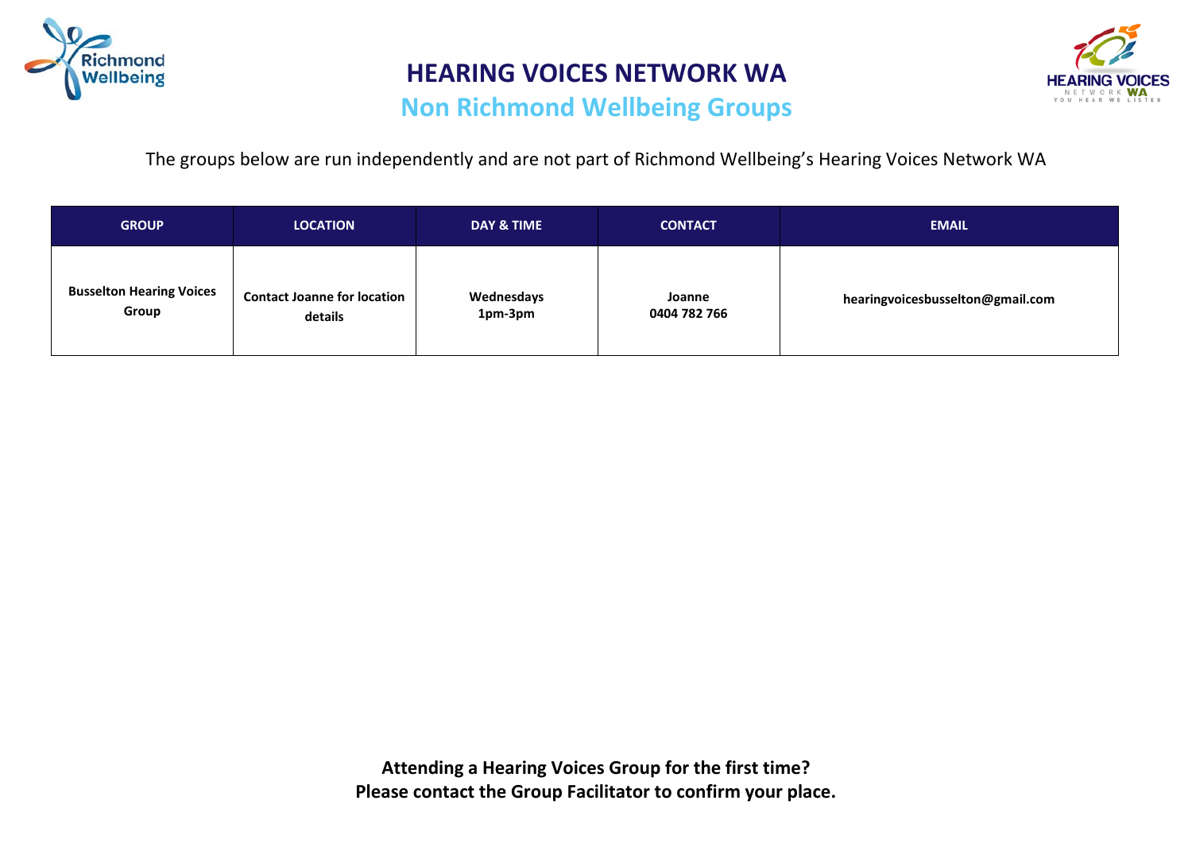# HEARING VOICES NETWORK WA

## Non Richmond Wellbeing Groups

The groups below are run independently and are not part of Richmond Wellbeing's Hearing Voices Network WA

| GROUP | LOCATION | DAY & TIME | CONTACT | EMAIL |
| --- | --- | --- | --- | --- |
| **Busselton Hearing Voices Group** | **Contact Joanne for location details** | **Wednesdays 1pm-3pm** | **Joanne 0404 782 766** | **hearingvoicesbusselton@gmail.com** |

**Attending a Hearing Voices Group for the first time?**
**Please contact the Group Facilitator to confirm your place.**